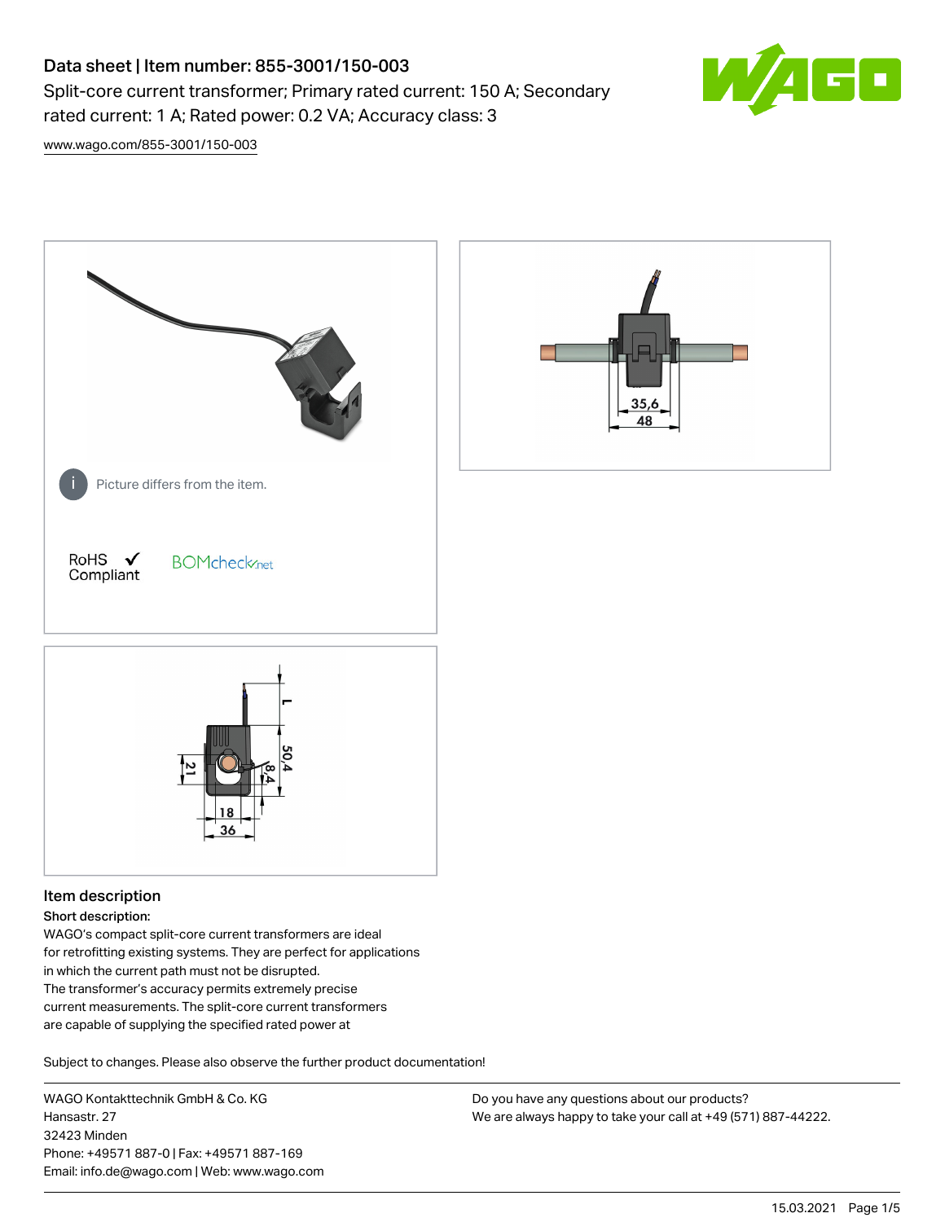# Data sheet | Item number: 855-3001/150-003

Split-core current transformer; Primary rated current: 150 A; Secondary rated current: 1 A; Rated power: 0.2 VA; Accuracy class: 3

www.wago.com/855-3001/150-003

Picture differs from the item.

RoHS ✓ Compliant

BOMcheck.net

## Item description

**Short description:**

WAGO's compact split-core current transformers are ideal for retrofitting existing systems. They are perfect for applications in which the current path must not be disrupted.
The transformer's accuracy permits extremely precise current measurements. The split-core current transformers are capable of supplying the specified rated power at

Subject to changes. Please also observe the further product documentation!

WAGO Kontakttechnik GmbH & Co. KG
Hansastr. 27
32423 Minden
Phone: +49571 887-0 | Fax: +49571 887-169
Email: info.de@wago.com | Web: www.wago.com

Do you have any questions about our products?
We are always happy to take your call at +49 (571) 887-44222.

15.03.2021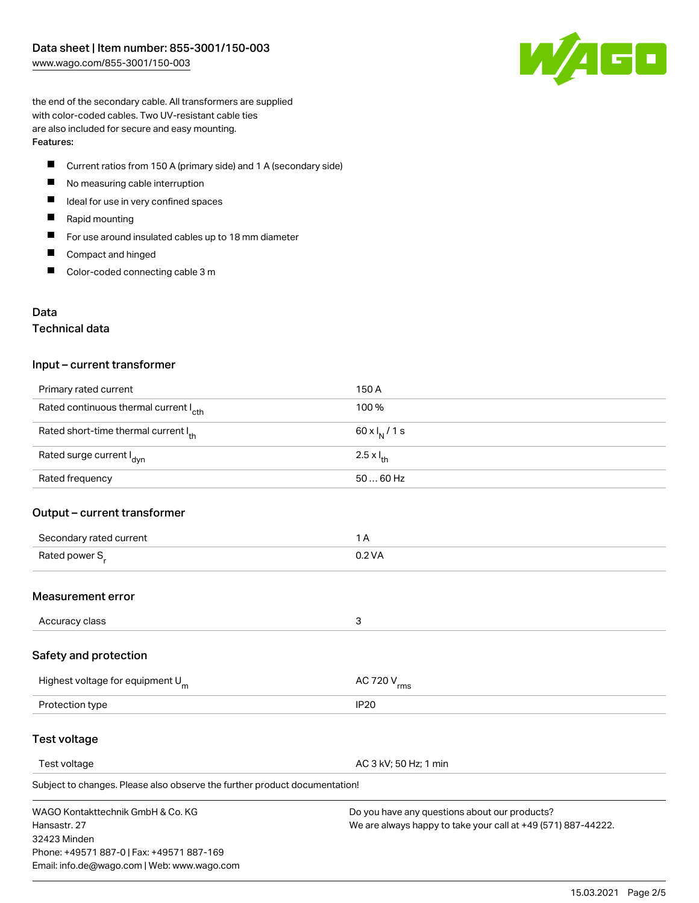the end of the secondary cable. All transformers are supplied with color-coded cables. Two UV-resistant cable ties are also included for secure and easy mounting.

**Features:**

- Current ratios from 150 A (primary side) and 1 A (secondary side)
- No measuring cable interruption
- Ideal for use in very confined spaces
- Rapid mounting
- For use around insulated cables up to 18 mm diameter
- Compact and hinged
- Color-coded connecting cable 3 m

## Data

### Technical data

#### Input – current transformer

| | |
|---|---|
| Primary rated current | 150 A |
| Rated continuous thermal current $I_{cth}$ | 100 % |
| Rated short-time thermal current $I_{th}$ | $60 \times I_N$ / 1 s |
| Rated surge current $I_{dyn}$ | $2.5 \times I_{th}$ |
| Rated frequency | 50 … 60 Hz |

#### Output – current transformer

| | |
|---|---|
| Secondary rated current | 1 A |
| Rated power $S_r$ | 0.2 VA |

#### Measurement error

| | |
|---|---|
| Accuracy class | 3 |

#### Safety and protection

| | |
|---|---|
| Highest voltage for equipment $U_m$ | AC 720 $V_{rms}$ |
| Protection type | IP20 |

#### Test voltage

| | |
|---|---|
| Test voltage | AC 3 kV; 50 Hz; 1 min |

Subject to changes. Please also observe the further product documentation!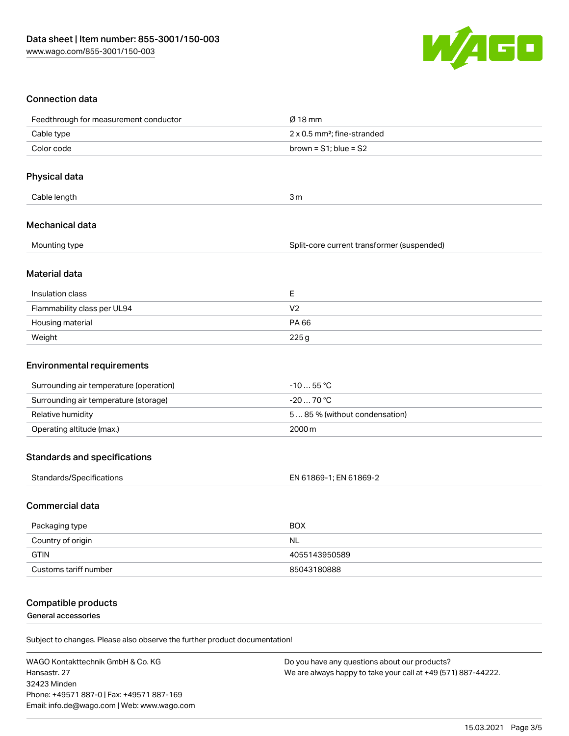## Connection data

| | |
|---|---|
| Feedthrough for measurement conductor | Ø 18 mm |
| Cable type | 2 x 0.5 mm²; fine-stranded |
| Color code | brown = S1; blue = S2 |

## Physical data

| | |
|---|---|
| Cable length | 3 m |

## Mechanical data

| | |
|---|---|
| Mounting type | Split-core current transformer (suspended) |

## Material data

| | |
|---|---|
| Insulation class | E |
| Flammability class per UL94 | V2 |
| Housing material | PA 66 |
| Weight | 225 g |

## Environmental requirements

| | |
|---|---|
| Surrounding air temperature (operation) | -10 … 55 °C |
| Surrounding air temperature (storage) | -20 … 70 °C |
| Relative humidity | 5 … 85 % (without condensation) |
| Operating altitude (max.) | 2000 m |

## Standards and specifications

| | |
|---|---|
| Standards/Specifications | EN 61869-1; EN 61869-2 |

## Commercial data

| | |
|---|---|
| Packaging type | BOX |
| Country of origin | NL |
| GTIN | 4055143950589 |
| Customs tariff number | 85043180888 |

## Compatible products

**General accessories**

Subject to changes. Please also observe the further product documentation!

WAGO Kontakttechnik GmbH & Co. KG
Hansastr. 27
32423 Minden
Phone: +49571 887-0 | Fax: +49571 887-169
Email: info.de@wago.com | Web: www.wago.com

Do you have any questions about our products?
We are always happy to take your call at +49 (571) 887-44222.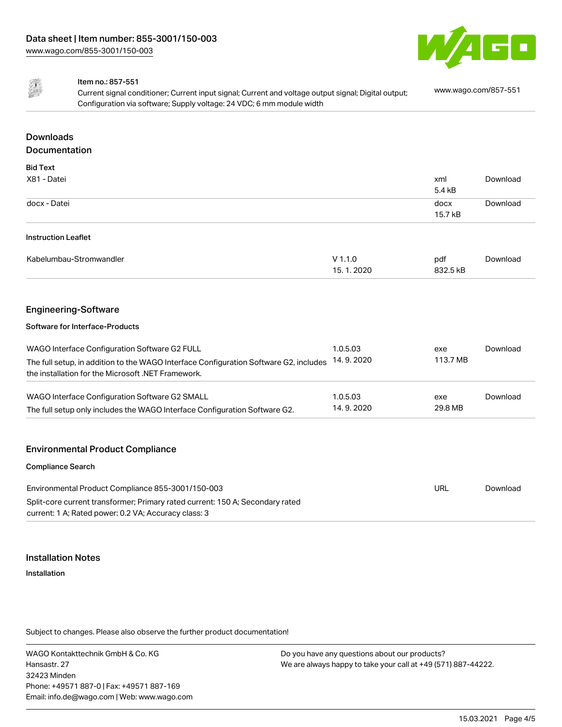Item no.: 857-551

Current signal conditioner; Current input signal; Current and voltage output signal; Digital output; Configuration via software; Supply voltage: 24 VDC; 6 mm module width

www.wago.com/857-551

## Downloads

## Documentation

### Bid Text

| | | | |
|---|---|---|---|
| X81 - Datei | | xml 5.4 kB | Download |
| docx - Datei | | docx 15.7 kB | Download |

### Instruction Leaflet

| | | | |
|---|---|---|---|
| Kabelumbau-Stromwandler | V 1.1.0 15. 1. 2020 | pdf 832.5 kB | Download |

## Engineering-Software

### Software for Interface-Products

| | | | |
|---|---|---|---|
| WAGO Interface Configuration Software G2 FULL<br>The full setup, in addition to the WAGO Interface Configuration Software G2, includes the installation for the Microsoft .NET Framework. | 1.0.5.03 14. 9. 2020 | exe 113.7 MB | Download |
| WAGO Interface Configuration Software G2 SMALL<br>The full setup only includes the WAGO Interface Configuration Software G2. | 1.0.5.03 14. 9. 2020 | exe 29.8 MB | Download |

## Environmental Product Compliance

### Compliance Search

| | | |
|---|---|---|
| Environmental Product Compliance 855-3001/150-003<br>Split-core current transformer; Primary rated current: 150 A; Secondary rated current: 1 A; Rated power: 0.2 VA; Accuracy class: 3 | URL | Download |

## Installation Notes

### Installation

Subject to changes. Please also observe the further product documentation!

WAGO Kontakttechnik GmbH & Co. KG
Hansastr. 27
32423 Minden
Phone: +49571 887-0 | Fax: +49571 887-169
Email: info.de@wago.com | Web: www.wago.com

Do you have any questions about our products?
We are always happy to take your call at +49 (571) 887-44222.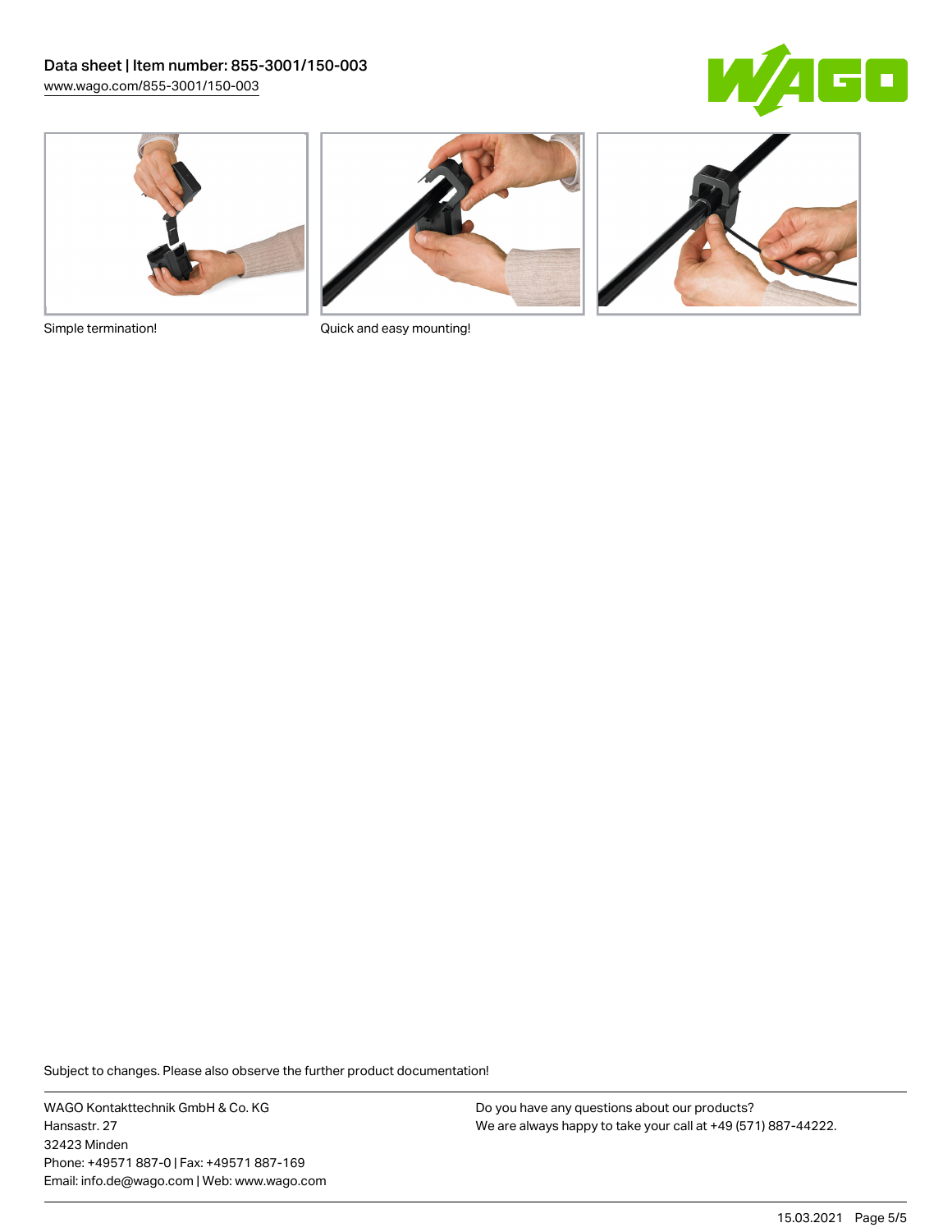Simple termination!

Quick and easy mounting!

Subject to changes. Please also observe the further product documentation!

WAGO Kontakttechnik GmbH & Co. KG
Hansastr. 27
32423 Minden
Phone: +49571 887-0 | Fax: +49571 887-169
Email: info.de@wago.com | Web: www.wago.com

Do you have any questions about our products?
We are always happy to take your call at +49 (571) 887-44222.